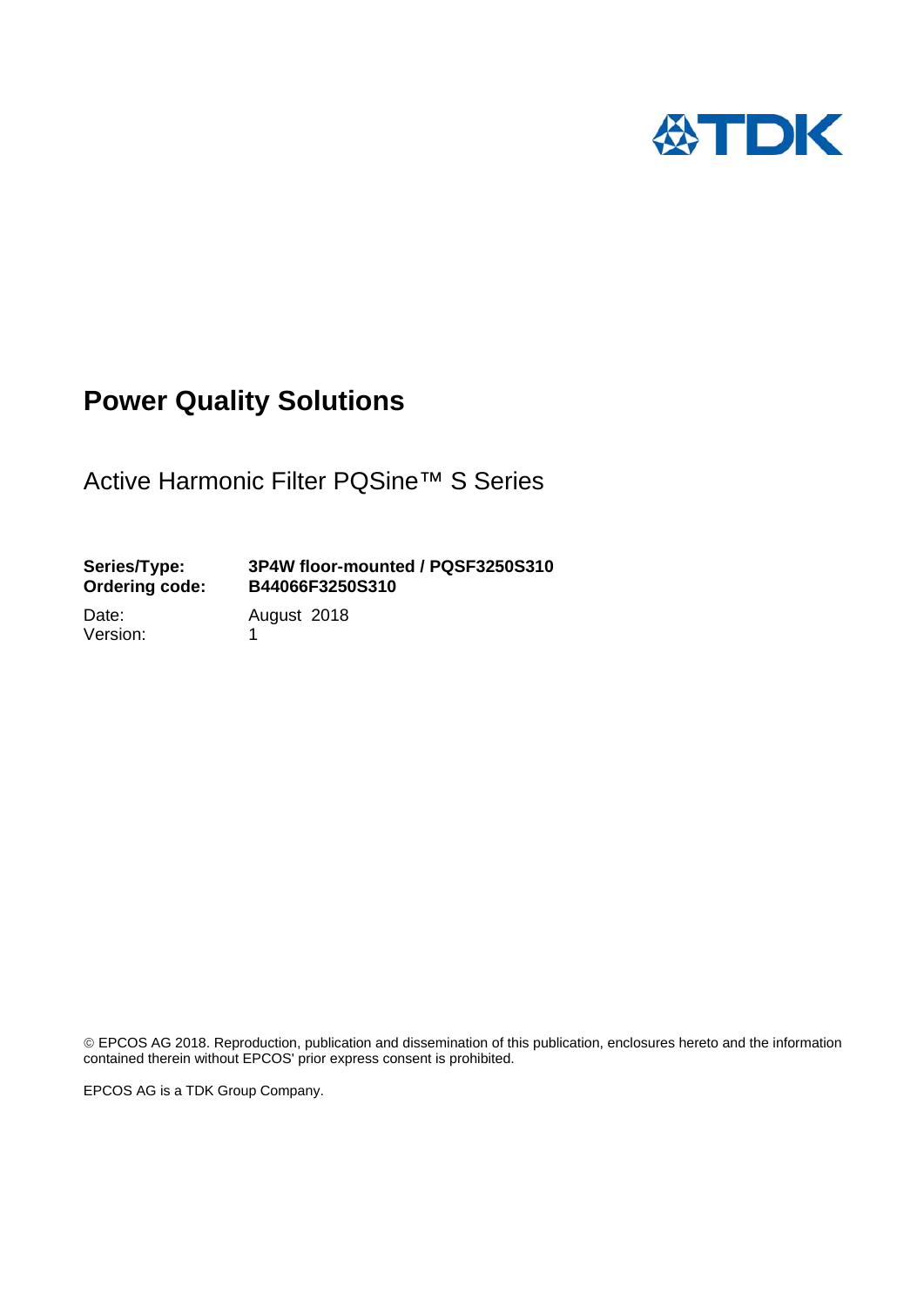# Power Quality Solutions

## Active Harmonic Filter PQSine™ S Series

| | |
|---|---|
| **Series/Type:** | **3P4W floor-mounted / PQSF3250S310** |
| **Ordering code:** | **B44066F3250S310** |
| Date: | August 2018 |
| Version: | 1 |

© EPCOS AG 2018. Reproduction, publication and dissemination of this publication, enclosures hereto and the information contained therein without EPCOS' prior express consent is prohibited.

EPCOS AG is a TDK Group Company.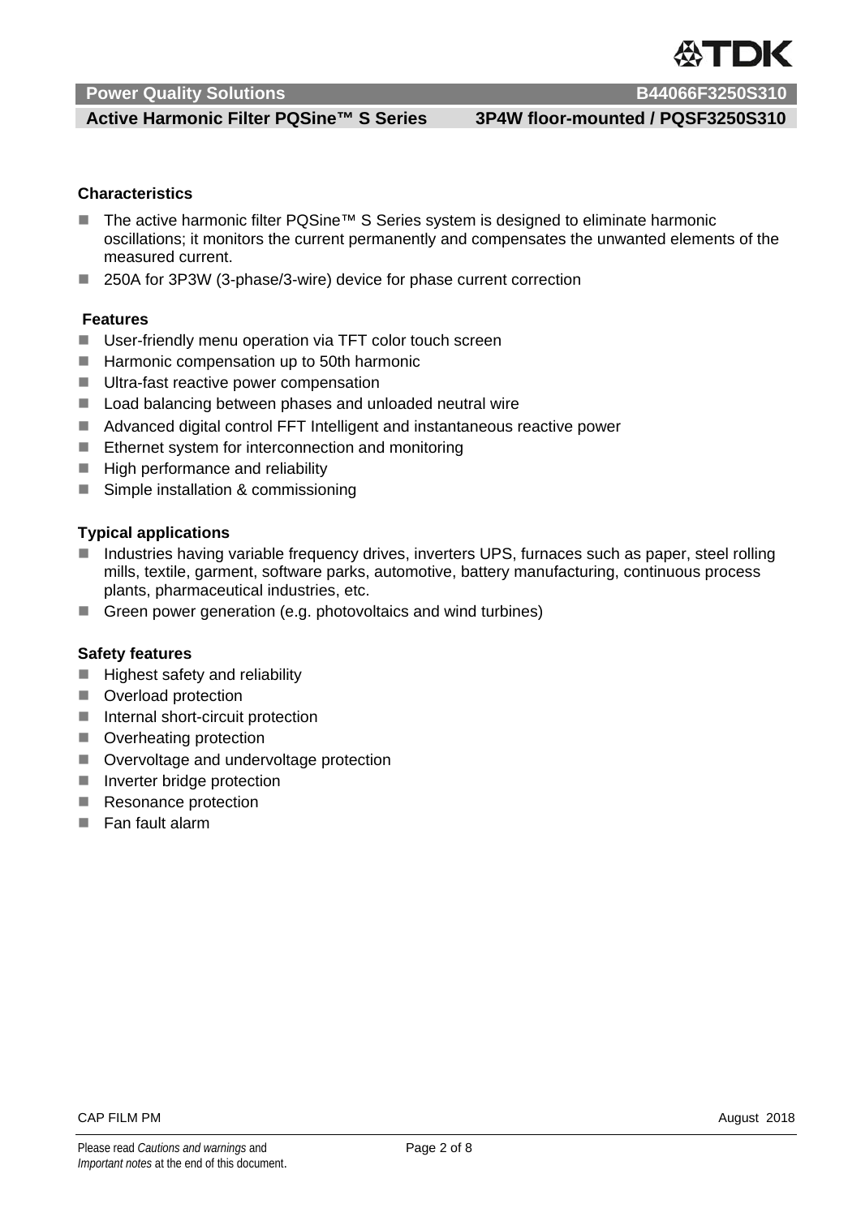**Characteristics**

- The active harmonic filter PQSine™ S Series system is designed to eliminate harmonic oscillations; it monitors the current permanently and compensates the unwanted elements of the measured current.
- 250A for 3P3W (3-phase/3-wire) device for phase current correction

**Features**

- User-friendly menu operation via TFT color touch screen
- Harmonic compensation up to 50th harmonic
- Ultra-fast reactive power compensation
- Load balancing between phases and unloaded neutral wire
- Advanced digital control FFT Intelligent and instantaneous reactive power
- Ethernet system for interconnection and monitoring
- High performance and reliability
- Simple installation & commissioning

**Typical applications**

- Industries having variable frequency drives, inverters UPS, furnaces such as paper, steel rolling mills, textile, garment, software parks, automotive, battery manufacturing, continuous process plants, pharmaceutical industries, etc.
- Green power generation (e.g. photovoltaics and wind turbines)

**Safety features**

- Highest safety and reliability
- Overload protection
- Internal short-circuit protection
- Overheating protection
- Overvoltage and undervoltage protection
- Inverter bridge protection
- Resonance protection
- Fan fault alarm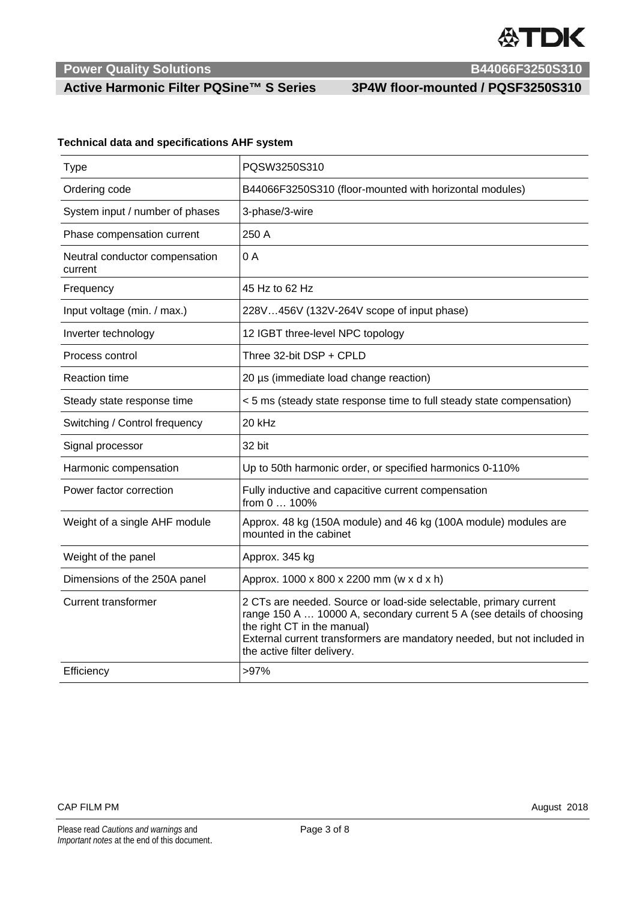**Technical data and specifications AHF system**

| Type | PQSW3250S310 |
|---|---|
| Ordering code | B44066F3250S310 (floor-mounted with horizontal modules) |
| System input / number of phases | 3-phase/3-wire |
| Phase compensation current | 250 A |
| Neutral conductor compensation current | 0 A |
| Frequency | 45 Hz to 62 Hz |
| Input voltage (min. / max.) | 228V…456V (132V-264V scope of input phase) |
| Inverter technology | 12 IGBT three-level NPC topology |
| Process control | Three 32-bit DSP + CPLD |
| Reaction time | 20 µs (immediate load change reaction) |
| Steady state response time | < 5 ms (steady state response time to full steady state compensation) |
| Switching / Control frequency | 20 kHz |
| Signal processor | 32 bit |
| Harmonic compensation | Up to 50th harmonic order, or specified harmonics 0-110% |
| Power factor correction | Fully inductive and capacitive current compensation from 0 … 100% |
| Weight of a single AHF module | Approx. 48 kg (150A module) and 46 kg (100A module) modules are mounted in the cabinet |
| Weight of the panel | Approx. 345 kg |
| Dimensions of the 250A panel | Approx. 1000 x 800 x 2200 mm (w x d x h) |
| Current transformer | 2 CTs are needed. Source or load-side selectable, primary current range 150 A … 10000 A, secondary current 5 A (see details of choosing the right CT in the manual) External current transformers are mandatory needed, but not included in the active filter delivery. |
| Efficiency | >97% |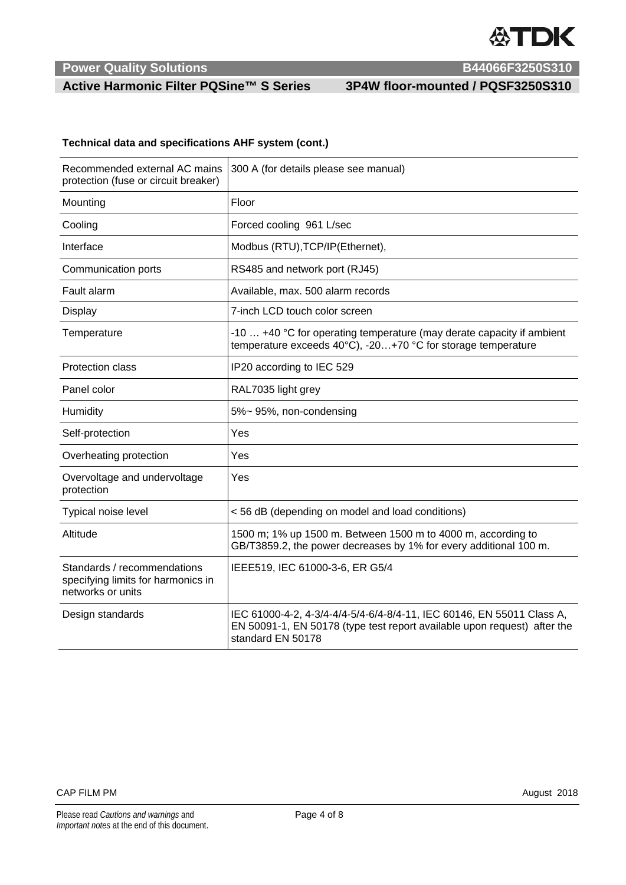**Technical data and specifications AHF system (cont.)**

| | |
|---|---|
| Recommended external AC mains protection (fuse or circuit breaker) | 300 A (for details please see manual) |
| Mounting | Floor |
| Cooling | Forced cooling 961 L/sec |
| Interface | Modbus (RTU),TCP/IP(Ethernet), |
| Communication ports | RS485 and network port (RJ45) |
| Fault alarm | Available, max. 500 alarm records |
| Display | 7-inch LCD touch color screen |
| Temperature | -10 … +40 °C for operating temperature (may derate capacity if ambient temperature exceeds 40°C), -20…+70 °C for storage temperature |
| Protection class | IP20 according to IEC 529 |
| Panel color | RAL7035 light grey |
| Humidity | 5%~ 95%, non-condensing |
| Self-protection | Yes |
| Overheating protection | Yes |
| Overvoltage and undervoltage protection | Yes |
| Typical noise level | < 56 dB (depending on model and load conditions) |
| Altitude | 1500 m; 1% up 1500 m. Between 1500 m to 4000 m, according to GB/T3859.2, the power decreases by 1% for every additional 100 m. |
| Standards / recommendations specifying limits for harmonics in networks or units | IEEE519, IEC 61000-3-6, ER G5/4 |
| Design standards | IEC 61000-4-2, 4-3/4-4/4-5/4-6/4-8/4-11, IEC 60146, EN 55011 Class A, EN 50091-1, EN 50178 (type test report available upon request) after the standard EN 50178 |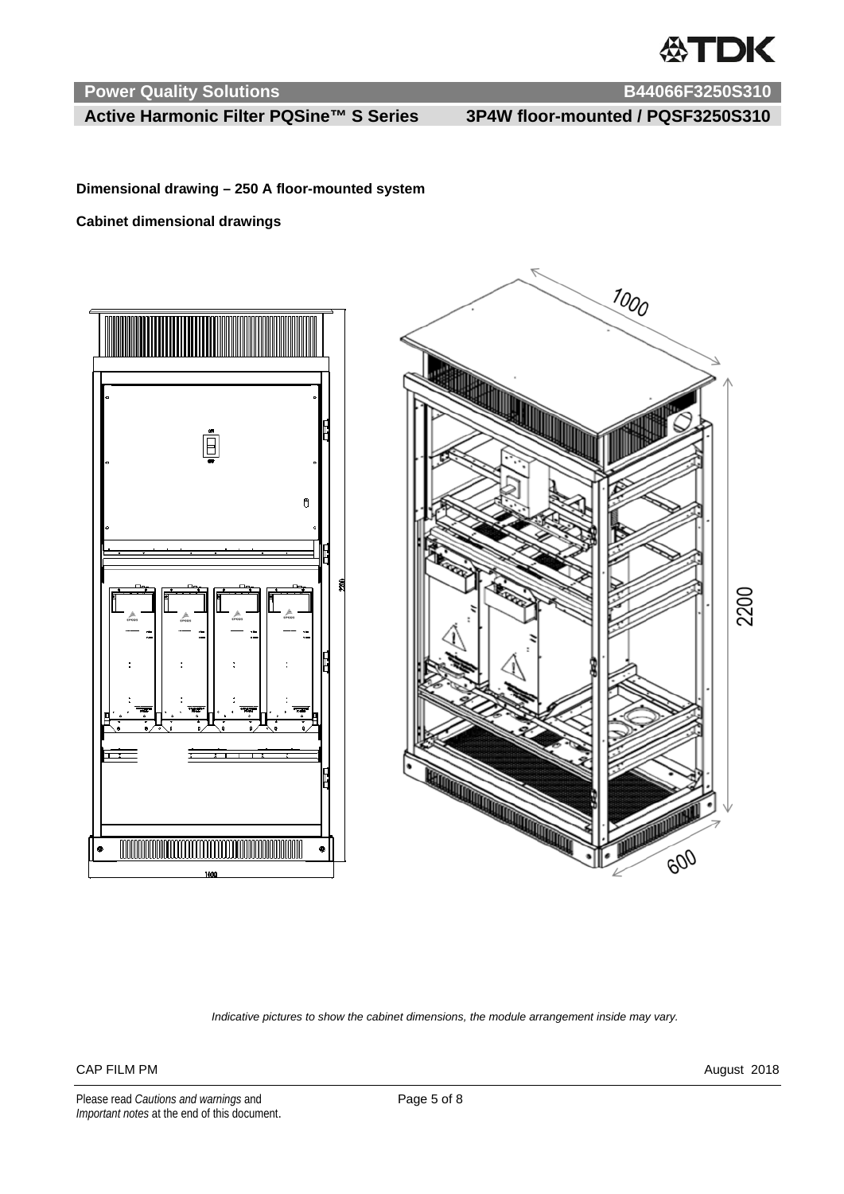**Dimensional drawing – 250 A floor-mounted system**

**Cabinet dimensional drawings**

*Indicative pictures to show the cabinet dimensions, the module arrangement inside may vary.*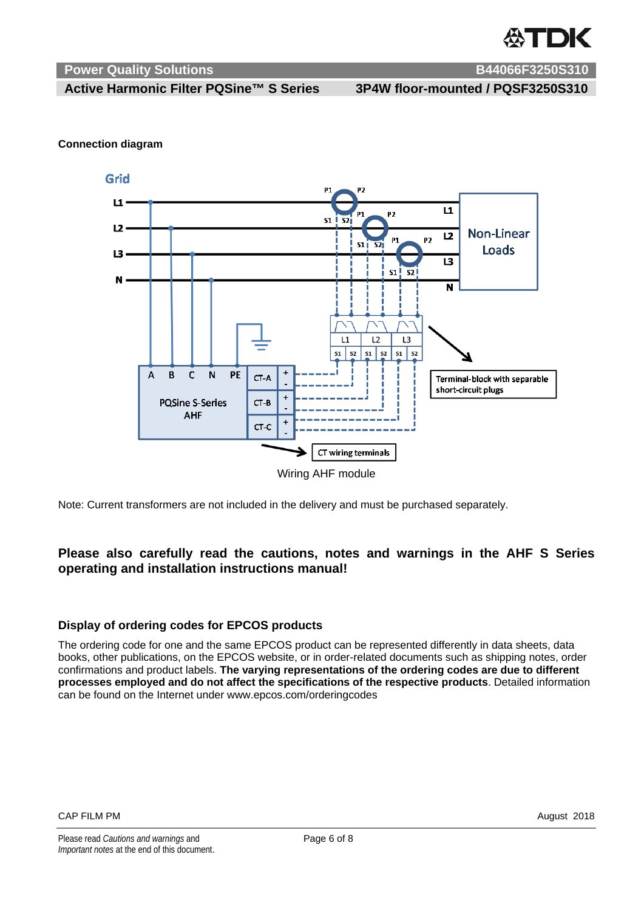## Connection diagram

Wiring AHF module

Note: Current transformers are not included in the delivery and must be purchased separately.

**Please also carefully read the cautions, notes and warnings in the AHF S Series operating and installation instructions manual!**

### Display of ordering codes for EPCOS products

The ordering code for one and the same EPCOS product can be represented differently in data sheets, data books, other publications, on the EPCOS website, or in order-related documents such as shipping notes, order confirmations and product labels. **The varying representations of the ordering codes are due to different processes employed and do not affect the specifications of the respective products**. Detailed information can be found on the Internet under www.epcos.com/orderingcodes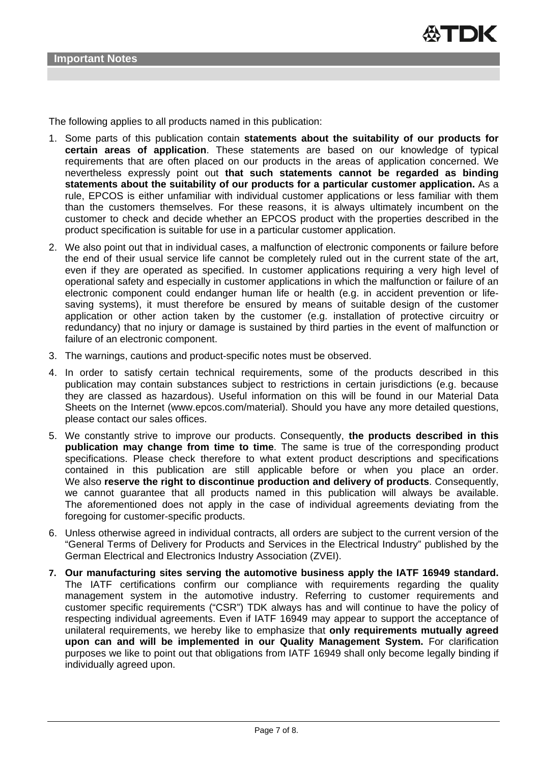## Important Notes

The following applies to all products named in this publication:

1. Some parts of this publication contain **statements about the suitability of our products for certain areas of application**. These statements are based on our knowledge of typical requirements that are often placed on our products in the areas of application concerned. We nevertheless expressly point out **that such statements cannot be regarded as binding statements about the suitability of our products for a particular customer application.** As a rule, EPCOS is either unfamiliar with individual customer applications or less familiar with them than the customers themselves. For these reasons, it is always ultimately incumbent on the customer to check and decide whether an EPCOS product with the properties described in the product specification is suitable for use in a particular customer application.
2. We also point out that in individual cases, a malfunction of electronic components or failure before the end of their usual service life cannot be completely ruled out in the current state of the art, even if they are operated as specified. In customer applications requiring a very high level of operational safety and especially in customer applications in which the malfunction or failure of an electronic component could endanger human life or health (e.g. in accident prevention or life-saving systems), it must therefore be ensured by means of suitable design of the customer application or other action taken by the customer (e.g. installation of protective circuitry or redundancy) that no injury or damage is sustained by third parties in the event of malfunction or failure of an electronic component.
3. The warnings, cautions and product-specific notes must be observed.
4. In order to satisfy certain technical requirements, some of the products described in this publication may contain substances subject to restrictions in certain jurisdictions (e.g. because they are classed as hazardous). Useful information on this will be found in our Material Data Sheets on the Internet (www.epcos.com/material). Should you have any more detailed questions, please contact our sales offices.
5. We constantly strive to improve our products. Consequently, **the products described in this publication may change from time to time**. The same is true of the corresponding product specifications. Please check therefore to what extent product descriptions and specifications contained in this publication are still applicable before or when you place an order. We also **reserve the right to discontinue production and delivery of products**. Consequently, we cannot guarantee that all products named in this publication will always be available. The aforementioned does not apply in the case of individual agreements deviating from the foregoing for customer-specific products.
6. Unless otherwise agreed in individual contracts, all orders are subject to the current version of the “General Terms of Delivery for Products and Services in the Electrical Industry” published by the German Electrical and Electronics Industry Association (ZVEI).
7. **Our manufacturing sites serving the automotive business apply the IATF 16949 standard.** The IATF certifications confirm our compliance with requirements regarding the quality management system in the automotive industry. Referring to customer requirements and customer specific requirements (“CSR”) TDK always has and will continue to have the policy of respecting individual agreements. Even if IATF 16949 may appear to support the acceptance of unilateral requirements, we hereby like to emphasize that **only requirements mutually agreed upon can and will be implemented in our Quality Management System.** For clarification purposes we like to point out that obligations from IATF 16949 shall only become legally binding if individually agreed upon.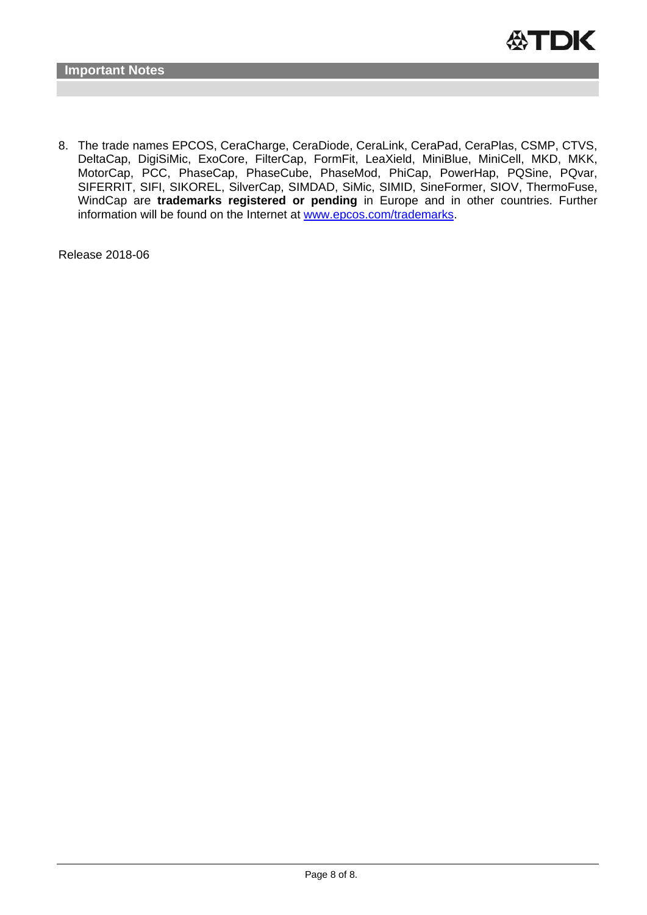## Important Notes

8. The trade names EPCOS, CeraCharge, CeraDiode, CeraLink, CeraPad, CeraPlas, CSMP, CTVS, DeltaCap, DigiSiMic, ExoCore, FilterCap, FormFit, LeaXield, MiniBlue, MiniCell, MKD, MKK, MotorCap, PCC, PhaseCap, PhaseCube, PhaseMod, PhiCap, PowerHap, PQSine, PQvar, SIFERRIT, SIFI, SIKOREL, SilverCap, SIMDAD, SiMic, SIMID, SineFormer, SIOV, ThermoFuse, WindCap are **trademarks registered or pending** in Europe and in other countries. Further information will be found on the Internet at [www.epcos.com/trademarks](www.epcos.com/trademarks).

Release 2018-06